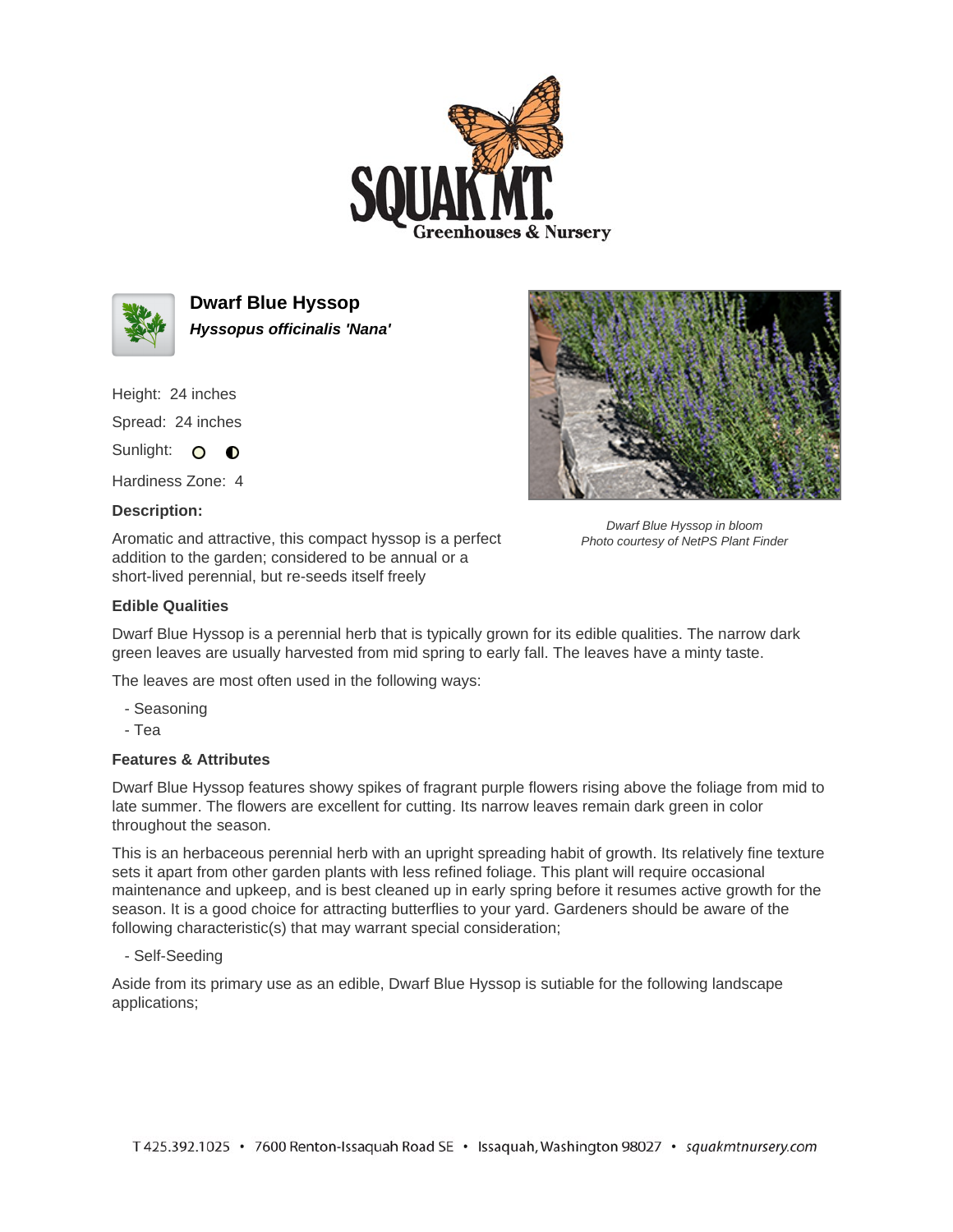# Dwarf Blue Hyssop

***Hyssopus officinalis 'Nana'***

Height: 24 inches

Spread: 24 inches

Sunlight:

Hardiness Zone: 4

**Description:**

Aromatic and attractive, this compact hyssop is a perfect addition to the garden; considered to be annual or a short-lived perennial, but re-seeds itself freely

*Dwarf Blue Hyssop in bloom*
*Photo courtesy of NetPS Plant Finder*

**Edible Qualities**

Dwarf Blue Hyssop is a perennial herb that is typically grown for its edible qualities. The narrow dark green leaves are usually harvested from mid spring to early fall. The leaves have a minty taste.

The leaves are most often used in the following ways:

- Seasoning
- Tea

**Features & Attributes**

Dwarf Blue Hyssop features showy spikes of fragrant purple flowers rising above the foliage from mid to late summer. The flowers are excellent for cutting. Its narrow leaves remain dark green in color throughout the season.

This is an herbaceous perennial herb with an upright spreading habit of growth. Its relatively fine texture sets it apart from other garden plants with less refined foliage. This plant will require occasional maintenance and upkeep, and is best cleaned up in early spring before it resumes active growth for the season. It is a good choice for attracting butterflies to your yard. Gardeners should be aware of the following characteristic(s) that may warrant special consideration;

- Self-Seeding

Aside from its primary use as an edible, Dwarf Blue Hyssop is sutiable for the following landscape applications;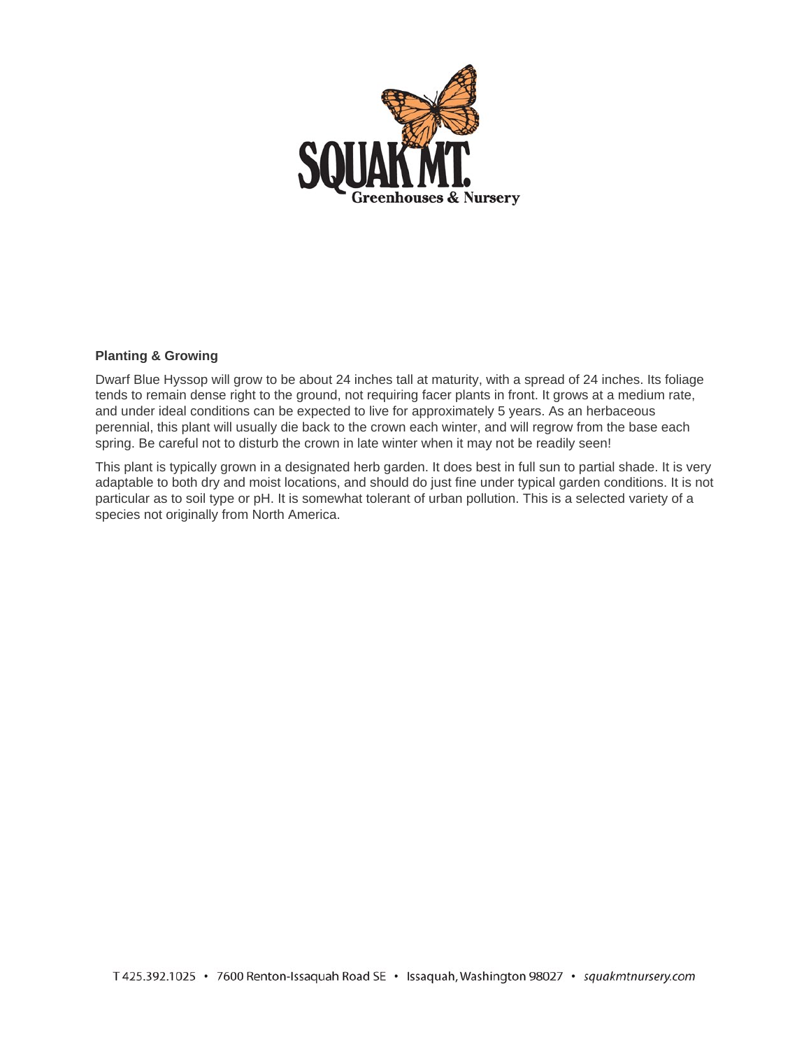**Planting & Growing**

Dwarf Blue Hyssop will grow to be about 24 inches tall at maturity, with a spread of 24 inches. Its foliage tends to remain dense right to the ground, not requiring facer plants in front. It grows at a medium rate, and under ideal conditions can be expected to live for approximately 5 years. As an herbaceous perennial, this plant will usually die back to the crown each winter, and will regrow from the base each spring. Be careful not to disturb the crown in late winter when it may not be readily seen!

This plant is typically grown in a designated herb garden. It does best in full sun to partial shade. It is very adaptable to both dry and moist locations, and should do just fine under typical garden conditions. It is not particular as to soil type or pH. It is somewhat tolerant of urban pollution. This is a selected variety of a species not originally from North America.